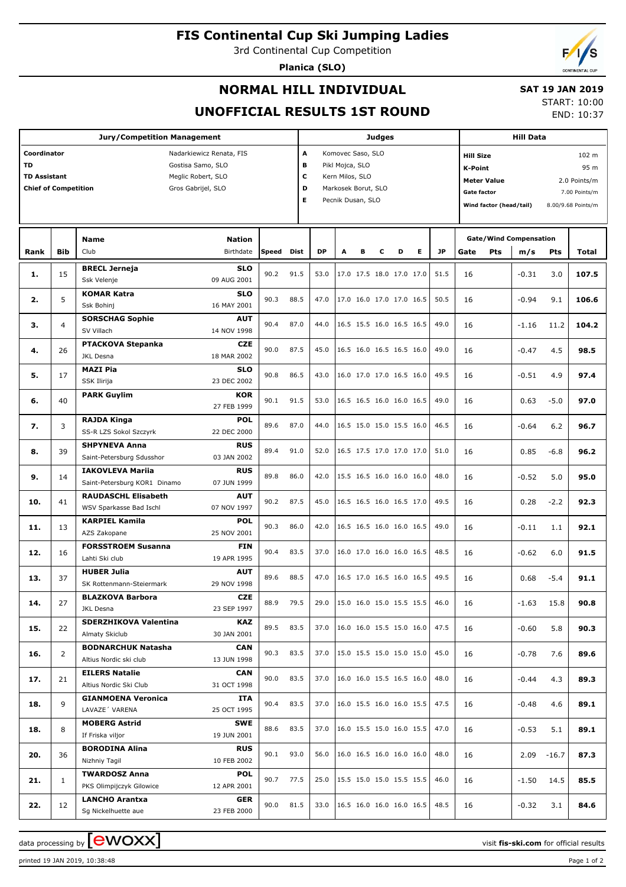# FIS Continental Cup Ski Jumping Ladies

3rd Continental Cup Competition

**Planica (SLO)**

## NORMAL HILL INDIVIDUAL

## UNOFFICIAL RESULTS 1ST ROUND

**SAT 19 JAN 2019**

START: 10:00

END: 10:37

| Jury/Competition Management | |
|---|---|
| Coordinator | Nadarkiewicz Renata, FIS |
| TD | Gostisa Samo, SLO |
| TD Assistant | Meglic Robert, SLO |
| Chief of Competition | Gros Gabrijel, SLO |

| Judges | |
|---|---|
| A | Komovec Saso, SLO |
| B | Pikl Mojca, SLO |
| C | Kern Milos, SLO |
| D | Markosek Borut, SLO |
| E | Pecnik Dusan, SLO |

| Hill Data | |
|---|---|
| Hill Size | 102 m |
| K-Point | 95 m |
| Meter Value | 2.0 Points/m |
| Gate factor | 7.00 Points/m |
| Wind factor (head/tail) | 8.00/9.68 Points/m |

| Rank | Bib | Name / Club | Nation / Birthdate | Speed | Dist | DP | A | B | C | D | E | JP | Gate | Pts | m/s | Pts | Total |
|---|---|---|---|---|---|---|---|---|---|---|---|---|---|---|---|---|---|
| 1. | 15 | **BRECL Jerneja** / Ssk Velenje | **SLO** / 09 AUG 2001 | 90.2 | 91.5 | 53.0 | 17.0 | 17.5 | 18.0 | 17.0 | 17.0 | 51.5 | 16 | | -0.31 | 3.0 | **107.5** |
| 2. | 5 | **KOMAR Katra** / Ssk Bohinj | **SLO** / 16 MAY 2001 | 90.3 | 88.5 | 47.0 | 17.0 | 16.0 | 17.0 | 17.0 | 16.5 | 50.5 | 16 | | -0.94 | 9.1 | **106.6** |
| 3. | 4 | **SORSCHAG Sophie** / SV Villach | **AUT** / 14 NOV 1998 | 90.4 | 87.0 | 44.0 | 16.5 | 15.5 | 16.0 | 16.5 | 16.5 | 49.0 | 16 | | -1.16 | 11.2 | **104.2** |
| 4. | 26 | **PTACKOVA Stepanka** / JKL Desna | **CZE** / 18 MAR 2002 | 90.0 | 87.5 | 45.0 | 16.5 | 16.0 | 16.5 | 16.5 | 16.0 | 49.0 | 16 | | -0.47 | 4.5 | **98.5** |
| 5. | 17 | **MAZI Pia** / SSK Ilirija | **SLO** / 23 DEC 2002 | 90.8 | 86.5 | 43.0 | 16.0 | 17.0 | 17.0 | 16.5 | 16.0 | 49.5 | 16 | | -0.51 | 4.9 | **97.4** |
| 6. | 40 | **PARK Guylim** | **KOR** / 27 FEB 1999 | 90.1 | 91.5 | 53.0 | 16.5 | 16.5 | 16.0 | 16.0 | 16.5 | 49.0 | 16 | | 0.63 | -5.0 | **97.0** |
| 7. | 3 | **RAJDA Kinga** / SS-R LZS Sokol Szczyrk | **POL** / 22 DEC 2000 | 89.6 | 87.0 | 44.0 | 16.5 | 15.0 | 15.0 | 15.5 | 16.0 | 46.5 | 16 | | -0.64 | 6.2 | **96.7** |
| 8. | 39 | **SHPYNEVA Anna** / Saint-Petersburg Sdusshor | **RUS** / 03 JAN 2002 | 89.4 | 91.0 | 52.0 | 16.5 | 17.5 | 17.0 | 17.0 | 17.0 | 51.0 | 16 | | 0.85 | -6.8 | **96.2** |
| 9. | 14 | **IAKOVLEVA Mariia** / Saint-Petersburg KOR1 Dinamo | **RUS** / 07 JUN 1999 | 89.8 | 86.0 | 42.0 | 15.5 | 16.5 | 16.0 | 16.0 | 16.0 | 48.0 | 16 | | -0.52 | 5.0 | **95.0** |
| 10. | 41 | **RAUDASCHL Elisabeth** / WSV Sparkasse Bad Ischl | **AUT** / 07 NOV 1997 | 90.2 | 87.5 | 45.0 | 16.5 | 16.5 | 16.0 | 16.5 | 17.0 | 49.5 | 16 | | 0.28 | -2.2 | **92.3** |
| 11. | 13 | **KARPIEL Kamila** / AZS Zakopane | **POL** / 25 NOV 2001 | 90.3 | 86.0 | 42.0 | 16.5 | 16.5 | 16.0 | 16.0 | 16.5 | 49.0 | 16 | | -0.11 | 1.1 | **92.1** |
| 12. | 16 | **FORSSTROEM Susanna** / Lahti Ski club | **FIN** / 19 APR 1995 | 90.4 | 83.5 | 37.0 | 16.0 | 17.0 | 16.0 | 16.0 | 16.5 | 48.5 | 16 | | -0.62 | 6.0 | **91.5** |
| 13. | 37 | **HUBER Julia** / SK Rottenmann-Steiermark | **AUT** / 29 NOV 1998 | 89.6 | 88.5 | 47.0 | 16.5 | 17.0 | 16.5 | 16.0 | 16.5 | 49.5 | 16 | | 0.68 | -5.4 | **91.1** |
| 14. | 27 | **BLAZKOVA Barbora** / JKL Desna | **CZE** / 23 SEP 1997 | 88.9 | 79.5 | 29.0 | 15.0 | 16.0 | 15.0 | 15.5 | 15.5 | 46.0 | 16 | | -1.63 | 15.8 | **90.8** |
| 15. | 22 | **SDERZHIKOVA Valentina** / Almaty Skiclub | **KAZ** / 30 JAN 2001 | 89.5 | 83.5 | 37.0 | 16.0 | 16.0 | 15.5 | 15.0 | 16.0 | 47.5 | 16 | | -0.60 | 5.8 | **90.3** |
| 16. | 2 | **BODNARCHUK Natasha** / Altius Nordic ski club | **CAN** / 13 JUN 1998 | 90.3 | 83.5 | 37.0 | 15.0 | 15.5 | 15.0 | 15.0 | 15.0 | 45.0 | 16 | | -0.78 | 7.6 | **89.6** |
| 17. | 21 | **EILERS Natalie** / Altius Nordic Ski Club | **CAN** / 31 OCT 1998 | 90.0 | 83.5 | 37.0 | 16.0 | 16.0 | 15.5 | 16.5 | 16.0 | 48.0 | 16 | | -0.44 | 4.3 | **89.3** |
| 18. | 9 | **GIANMOENA Veronica** / LAVAZE´ VARENA | **ITA** / 25 OCT 1995 | 90.4 | 83.5 | 37.0 | 16.0 | 15.5 | 16.0 | 16.0 | 15.5 | 47.5 | 16 | | -0.48 | 4.6 | **89.1** |
| 18. | 8 | **MOBERG Astrid** / If Friska viljor | **SWE** / 19 JUN 2001 | 88.6 | 83.5 | 37.0 | 16.0 | 15.5 | 15.0 | 16.0 | 15.5 | 47.0 | 16 | | -0.53 | 5.1 | **89.1** |
| 20. | 36 | **BORODINA Alina** / Nizhniy Tagil | **RUS** / 10 FEB 2002 | 90.1 | 93.0 | 56.0 | 16.0 | 16.5 | 16.0 | 16.0 | 16.0 | 48.0 | 16 | | 2.09 | -16.7 | **87.3** |
| 21. | 1 | **TWARDOSZ Anna** / PKS Olimpijczyk Gilowice | **POL** / 12 APR 2001 | 90.7 | 77.5 | 25.0 | 15.5 | 15.0 | 15.0 | 15.5 | 15.5 | 46.0 | 16 | | -1.50 | 14.5 | **85.5** |
| 22. | 12 | **LANCHO Arantxa** / Sg Nickelhuette aue | **GER** / 23 FEB 2000 | 90.0 | 81.5 | 33.0 | 16.5 | 16.0 | 16.0 | 16.0 | 16.5 | 48.5 | 16 | | -0.32 | 3.1 | **84.6** |

data processing by ewoxx — visit fis-ski.com for official results

printed 19 JAN 2019, 10:38:48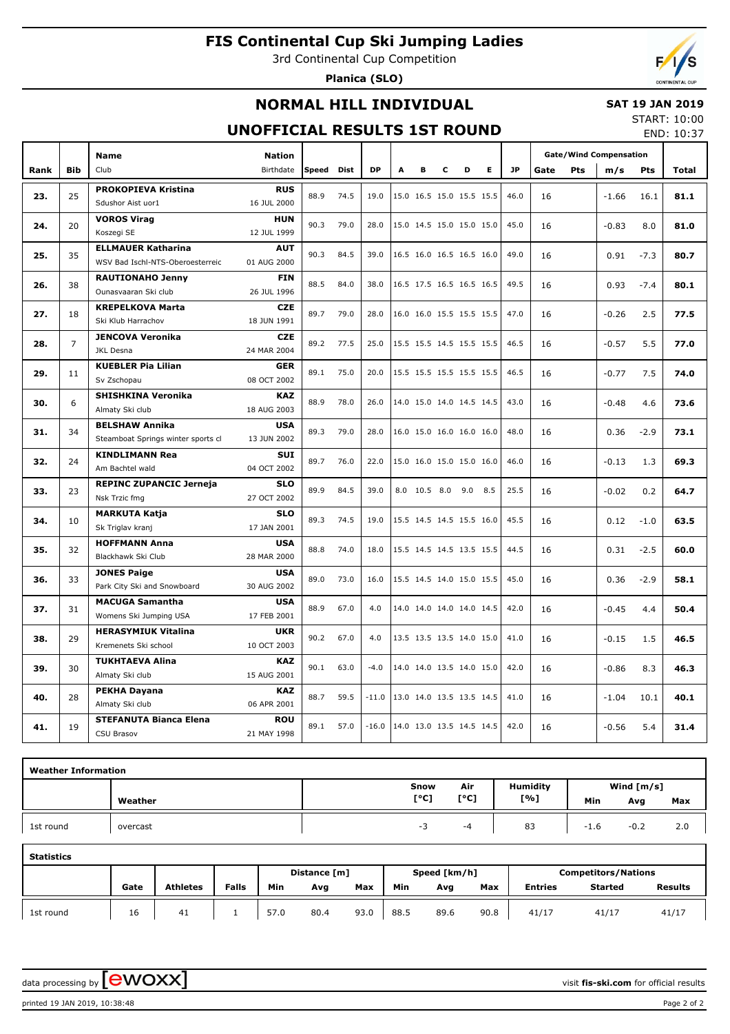# FIS Continental Cup Ski Jumping Ladies

3rd Continental Cup Competition

**Planica (SLO)**

## NORMAL HILL INDIVIDUAL

**SAT 19 JAN 2019**

START: 10:00

END: 10:37

## UNOFFICIAL RESULTS 1ST ROUND

| Rank | Bib | Name / Club | Nation / Birthdate | Speed | Dist | DP | A | B | C | D | E | JP | Gate | Gate Pts | Wind m/s | Wind Pts | Total |
|---|---|---|---|---|---|---|---|---|---|---|---|---|---|---|---|---|---|
| 23. | 25 | **PROKOPIEVA Kristina** Sdushor Aist uor1 | **RUS** 16 JUL 2000 | 88.9 | 74.5 | 19.0 | 15.0 | 16.5 | 15.0 | 15.5 | 15.5 | 46.0 | 16 | | -1.66 | 16.1 | **81.1** |
| 24. | 20 | **VOROS Virag** Koszegi SE | **HUN** 12 JUL 1999 | 90.3 | 79.0 | 28.0 | 15.0 | 14.5 | 15.0 | 15.0 | 15.0 | 45.0 | 16 | | -0.83 | 8.0 | **81.0** |
| 25. | 35 | **ELLMAUER Katharina** WSV Bad Ischl-NTS-Oberoesterreic | **AUT** 01 AUG 2000 | 90.3 | 84.5 | 39.0 | 16.5 | 16.0 | 16.5 | 16.5 | 16.0 | 49.0 | 16 | | 0.91 | -7.3 | **80.7** |
| 26. | 38 | **RAUTIONAHO Jenny** Ounasvaaran Ski club | **FIN** 26 JUL 1996 | 88.5 | 84.0 | 38.0 | 16.5 | 17.5 | 16.5 | 16.5 | 16.5 | 49.5 | 16 | | 0.93 | -7.4 | **80.1** |
| 27. | 18 | **KREPELKOVA Marta** Ski Klub Harrachov | **CZE** 18 JUN 1991 | 89.7 | 79.0 | 28.0 | 16.0 | 16.0 | 15.5 | 15.5 | 15.5 | 47.0 | 16 | | -0.26 | 2.5 | **77.5** |
| 28. | 7 | **JENCOVA Veronika** JKL Desna | **CZE** 24 MAR 2004 | 89.2 | 77.5 | 25.0 | 15.5 | 15.5 | 14.5 | 15.5 | 15.5 | 46.5 | 16 | | -0.57 | 5.5 | **77.0** |
| 29. | 11 | **KUEBLER Pia Lilian** Sv Zschopau | **GER** 08 OCT 2002 | 89.1 | 75.0 | 20.0 | 15.5 | 15.5 | 15.5 | 15.5 | 15.5 | 46.5 | 16 | | -0.77 | 7.5 | **74.0** |
| 30. | 6 | **SHISHKINA Veronika** Almaty Ski club | **KAZ** 18 AUG 2003 | 88.9 | 78.0 | 26.0 | 14.0 | 15.0 | 14.0 | 14.5 | 14.5 | 43.0 | 16 | | -0.48 | 4.6 | **73.6** |
| 31. | 34 | **BELSHAW Annika** Steamboat Springs winter sports cl | **USA** 13 JUN 2002 | 89.3 | 79.0 | 28.0 | 16.0 | 15.0 | 16.0 | 16.0 | 16.0 | 48.0 | 16 | | 0.36 | -2.9 | **73.1** |
| 32. | 24 | **KINDLIMANN Rea** Am Bachtel wald | **SUI** 04 OCT 2002 | 89.7 | 76.0 | 22.0 | 15.0 | 16.0 | 15.0 | 15.0 | 16.0 | 46.0 | 16 | | -0.13 | 1.3 | **69.3** |
| 33. | 23 | **REPINC ZUPANCIC Jerneja** Nsk Trzic fmg | **SLO** 27 OCT 2002 | 89.9 | 84.5 | 39.0 | 8.0 | 10.5 | 8.0 | 9.0 | 8.5 | 25.5 | 16 | | -0.02 | 0.2 | **64.7** |
| 34. | 10 | **MARKUTA Katja** Sk Triglav kranj | **SLO** 17 JAN 2001 | 89.3 | 74.5 | 19.0 | 15.5 | 14.5 | 14.5 | 15.5 | 16.0 | 45.5 | 16 | | 0.12 | -1.0 | **63.5** |
| 35. | 32 | **HOFFMANN Anna** Blackhawk Ski Club | **USA** 28 MAR 2000 | 88.8 | 74.0 | 18.0 | 15.5 | 14.5 | 14.5 | 13.5 | 15.5 | 44.5 | 16 | | 0.31 | -2.5 | **60.0** |
| 36. | 33 | **JONES Paige** Park City Ski and Snowboard | **USA** 30 AUG 2002 | 89.0 | 73.0 | 16.0 | 15.5 | 14.5 | 14.0 | 15.0 | 15.5 | 45.0 | 16 | | 0.36 | -2.9 | **58.1** |
| 37. | 31 | **MACUGA Samantha** Womens Ski Jumping USA | **USA** 17 FEB 2001 | 88.9 | 67.0 | 4.0 | 14.0 | 14.0 | 14.0 | 14.0 | 14.5 | 42.0 | 16 | | -0.45 | 4.4 | **50.4** |
| 38. | 29 | **HERASYMIUK Vitalina** Kremenets Ski school | **UKR** 10 OCT 2003 | 90.2 | 67.0 | 4.0 | 13.5 | 13.5 | 13.5 | 14.0 | 15.0 | 41.0 | 16 | | -0.15 | 1.5 | **46.5** |
| 39. | 30 | **TUKHTAEVA Alina** Almaty Ski club | **KAZ** 15 AUG 2001 | 90.1 | 63.0 | -4.0 | 14.0 | 14.0 | 13.5 | 14.0 | 15.0 | 42.0 | 16 | | -0.86 | 8.3 | **46.3** |
| 40. | 28 | **PEKHA Dayana** Almaty Ski club | **KAZ** 06 APR 2001 | 88.7 | 59.5 | -11.0 | 13.0 | 14.0 | 13.5 | 13.5 | 14.5 | 41.0 | 16 | | -1.04 | 10.1 | **40.1** |
| 41. | 19 | **STEFANUTA Bianca Elena** CSU Brasov | **ROU** 21 MAY 1998 | 89.1 | 57.0 | -16.0 | 14.0 | 13.0 | 13.5 | 14.5 | 14.5 | 42.0 | 16 | | -0.56 | 5.4 | **31.4** |

**Weather Information**

| | Weather | Snow [°C] | Air [°C] | Humidity [%] | Wind Min [m/s] | Wind Avg [m/s] | Wind Max [m/s] |
|---|---|---|---|---|---|---|---|
| 1st round | overcast | -3 | -4 | 83 | -1.6 | -0.2 | 2.0 |

**Statistics**

| | Gate | Athletes | Falls | Distance Min [m] | Distance Avg [m] | Distance Max [m] | Speed Min [km/h] | Speed Avg [km/h] | Speed Max [km/h] | Entries | Started | Results |
|---|---|---|---|---|---|---|---|---|---|---|---|---|
| 1st round | 16 | 41 | 1 | 57.0 | 80.4 | 93.0 | 88.5 | 89.6 | 90.8 | 41/17 | 41/17 | 41/17 |

data processing by ewoxx — visit **fis-ski.com** for official results

printed 19 JAN 2019, 10:38:48